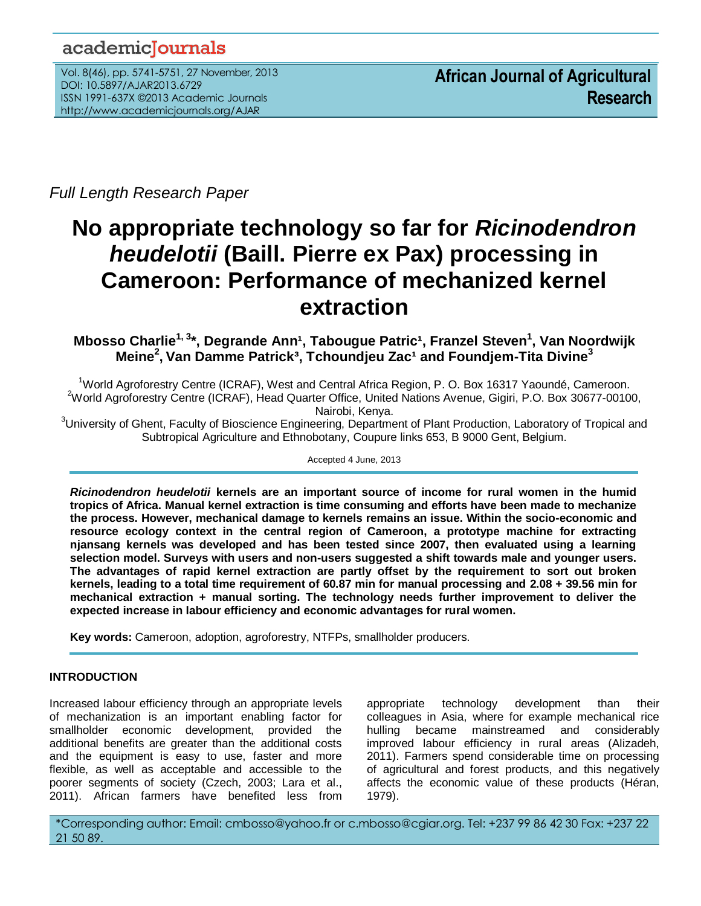*Full Length Research Paper*

# No appropriate technology so far for *Ricinodendron heudelotii* (Baill. Pierre ex Pax) processing in Cameroon: Performance of mechanized kernel extraction

**Mbosso Charlie[1,3]*, Degrande Ann[1], Tabougue Patric[1], Franzel Steven[1], Van Noordwijk Meine[2], Van Damme Patrick[3], Tchoundjeu Zac[1] and Foundjem-Tita Divine[3]**

[1]World Agroforestry Centre (ICRAF), West and Central Africa Region, P. O. Box 16317 Yaoundé, Cameroon.
[2]World Agroforestry Centre (ICRAF), Head Quarter Office, United Nations Avenue, Gigiri, P.O. Box 30677-00100, Nairobi, Kenya.
[3]University of Ghent, Faculty of Bioscience Engineering, Department of Plant Production, Laboratory of Tropical and Subtropical Agriculture and Ethnobotany, Coupure links 653, B 9000 Gent, Belgium.

Accepted 4 June, 2013

***Ricinodendron heudelotii* kernels are an important source of income for rural women in the humid tropics of Africa. Manual kernel extraction is time consuming and efforts have been made to mechanize the process. However, mechanical damage to kernels remains an issue. Within the socio-economic and resource ecology context in the central region of Cameroon, a prototype machine for extracting njansang kernels was developed and has been tested since 2007, then evaluated using a learning selection model. Surveys with users and non-users suggested a shift towards male and younger users. The advantages of rapid kernel extraction are partly offset by the requirement to sort out broken kernels, leading to a total time requirement of 60.87 min for manual processing and 2.08 + 39.56 min for mechanical extraction + manual sorting. The technology needs further improvement to deliver the expected increase in labour efficiency and economic advantages for rural women.**

**Key words:** Cameroon, adoption, agroforestry, NTFPs, smallholder producers.

## INTRODUCTION

Increased labour efficiency through an appropriate levels of mechanization is an important enabling factor for smallholder economic development, provided the additional benefits are greater than the additional costs and the equipment is easy to use, faster and more flexible, as well as acceptable and accessible to the poorer segments of society (Czech, 2003; Lara et al., 2011). African farmers have benefited less from appropriate technology development than their colleagues in Asia, where for example mechanical rice hulling became mainstreamed and considerably improved labour efficiency in rural areas (Alizadeh, 2011). Farmers spend considerable time on processing of agricultural and forest products, and this negatively affects the economic value of these products (Héran, 1979).

*Corresponding author: Email: cmbosso@yahoo.fr or c.mbosso@cgiar.org. Tel: +237 99 86 42 30 Fax: +237 22 21 50 89.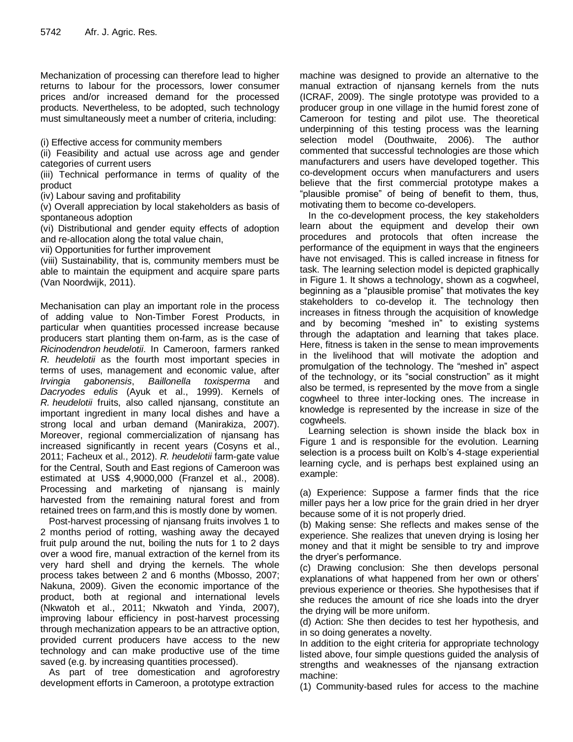Mechanization of processing can therefore lead to higher returns to labour for the processors, lower consumer prices and/or increased demand for the processed products. Nevertheless, to be adopted, such technology must simultaneously meet a number of criteria, including:

(i) Effective access for community members
(ii) Feasibility and actual use across age and gender categories of current users
(iii) Technical performance in terms of quality of the product
(iv) Labour saving and profitability
(v) Overall appreciation by local stakeholders as basis of spontaneous adoption
(vi) Distributional and gender equity effects of adoption and re-allocation along the total value chain,
vii) Opportunities for further improvement
(viii) Sustainability, that is, community members must be able to maintain the equipment and acquire spare parts (Van Noordwijk, 2011).

Mechanisation can play an important role in the process of adding value to Non-Timber Forest Products, in particular when quantities processed increase because producers start planting them on-farm, as is the case of *Ricinodendron heudelotii*. In Cameroon, farmers ranked *R. heudelotii* as the fourth most important species in terms of uses, management and economic value, after *Irvingia gabonensis*, *Baillonella toxisperma* and *Dacryodes edulis* (Ayuk et al., 1999). Kernels of *R. heudelotii* fruits, also called njansang, constitute an important ingredient in many local dishes and have a strong local and urban demand (Manirakiza, 2007). Moreover, regional commercialization of njansang has increased significantly in recent years (Cosyns et al., 2011; Facheux et al., 2012). *R. heudelotii* farm-gate value for the Central, South and East regions of Cameroon was estimated at US$ 4,9000,000 (Franzel et al., 2008). Processing and marketing of njansang is mainly harvested from the remaining natural forest and from retained trees on farm,and this is mostly done by women.

Post-harvest processing of njansang fruits involves 1 to 2 months period of rotting, washing away the decayed fruit pulp around the nut, boiling the nuts for 1 to 2 days over a wood fire, manual extraction of the kernel from its very hard shell and drying the kernels. The whole process takes between 2 and 6 months (Mbosso, 2007; Nakuna, 2009). Given the economic importance of the product, both at regional and international levels (Nkwatoh et al., 2011; Nkwatoh and Yinda, 2007), improving labour efficiency in post-harvest processing through mechanization appears to be an attractive option, provided current producers have access to the new technology and can make productive use of the time saved (e.g. by increasing quantities processed).

As part of tree domestication and agroforestry development efforts in Cameroon, a prototype extraction machine was designed to provide an alternative to the manual extraction of njansang kernels from the nuts (ICRAF, 2009). The single prototype was provided to a producer group in one village in the humid forest zone of Cameroon for testing and pilot use. The theoretical underpinning of this testing process was the learning selection model (Douthwaite, 2006). The author commented that successful technologies are those which manufacturers and users have developed together. This co-development occurs when manufacturers and users believe that the first commercial prototype makes a "plausible promise" of being of benefit to them, thus, motivating them to become co-developers.

In the co-development process, the key stakeholders learn about the equipment and develop their own procedures and protocols that often increase the performance of the equipment in ways that the engineers have not envisaged. This is called increase in fitness for task. The learning selection model is depicted graphically in Figure 1. It shows a technology, shown as a cogwheel, beginning as a "plausible promise" that motivates the key stakeholders to co-develop it. The technology then increases in fitness through the acquisition of knowledge and by becoming "meshed in" to existing systems through the adaptation and learning that takes place. Here, fitness is taken in the sense to mean improvements in the livelihood that will motivate the adoption and promulgation of the technology. The "meshed in" aspect of the technology, or its "social construction" as it might also be termed, is represented by the move from a single cogwheel to three inter-locking ones. The increase in knowledge is represented by the increase in size of the cogwheels.

Learning selection is shown inside the black box in Figure 1 and is responsible for the evolution. Learning selection is a process built on Kolb's 4-stage experiential learning cycle, and is perhaps best explained using an example:

(a) Experience: Suppose a farmer finds that the rice miller pays her a low price for the grain dried in her dryer because some of it is not properly dried.
(b) Making sense: She reflects and makes sense of the experience. She realizes that uneven drying is losing her money and that it might be sensible to try and improve the dryer's performance.
(c) Drawing conclusion: She then develops personal explanations of what happened from her own or others' previous experience or theories. She hypothesises that if she reduces the amount of rice she loads into the dryer the drying will be more uniform.
(d) Action: She then decides to test her hypothesis, and in so doing generates a novelty.

In addition to the eight criteria for appropriate technology listed above, four simple questions guided the analysis of strengths and weaknesses of the njansang extraction machine:

(1) Community-based rules for access to the machine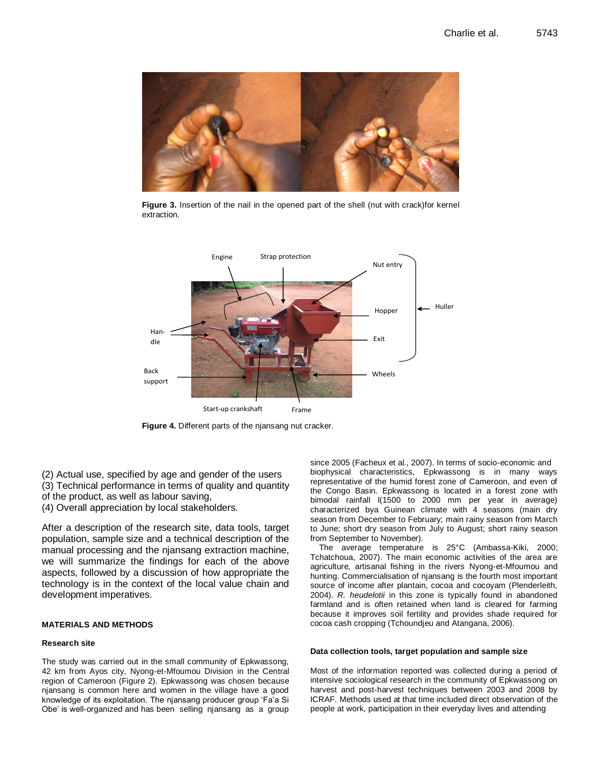Figure 3. Insertion of the nail in the opened part of the shell (nut with crack)for kernel extraction.

Figure 4. Different parts of the njansang nut cracker.

(2) Actual use, specified by age and gender of the users
(3) Technical performance in terms of quality and quantity of the product, as well as labour saving,
(4) Overall appreciation by local stakeholders.

After a description of the research site, data tools, target population, sample size and a technical description of the manual processing and the njansang extraction machine, we will summarize the findings for each of the above aspects, followed by a discussion of how appropriate the technology is in the context of the local value chain and development imperatives.

## MATERIALS AND METHODS

### Research site

The study was carried out in the small community of Epkwassong, 42 km from Ayos city, Nyong-et-Mfoumou Division in the Central region of Cameroon (Figure 2). Epkwassong was chosen because njansang is common here and women in the village have a good knowledge of its exploitation. The njansang producer group 'Fa'a Si Obe' is well-organized and has been selling njansang as a group since 2005 (Facheux et al., 2007). In terms of socio-economic and biophysical characteristics, Epkwassong is in many ways representative of the humid forest zone of Cameroon, and even of the Congo Basin. Epkwassong is located in a forest zone with bimodal rainfall l(1500 to 2000 mm per year in average) characterized bya Guinean climate with 4 seasons (main dry season from December to February; main rainy season from March to June; short dry season from July to August; short rainy season from September to November).

The average temperature is 25°C (Ambassa-Kiki, 2000; Tchatchoua, 2007). The main economic activities of the area are agriculture, artisanal fishing in the rivers Nyong-et-Mfoumou and hunting. Commercialisation of njansang is the fourth most important source of income after plantain, cocoa and cocoyam (Plenderleith, 2004). *R. heudelotii* in this zone is typically found in abandoned farmland and is often retained when land is cleared for farming because it improves soil fertility and provides shade required for cocoa cash cropping (Tchoundjeu and Atangana, 2006).

### Data collection tools, target population and sample size

Most of the information reported was collected during a period of intensive sociological research in the community of Epkwassong on harvest and post-harvest techniques between 2003 and 2008 by ICRAF. Methods used at that time included direct observation of the people at work, participation in their everyday lives and attending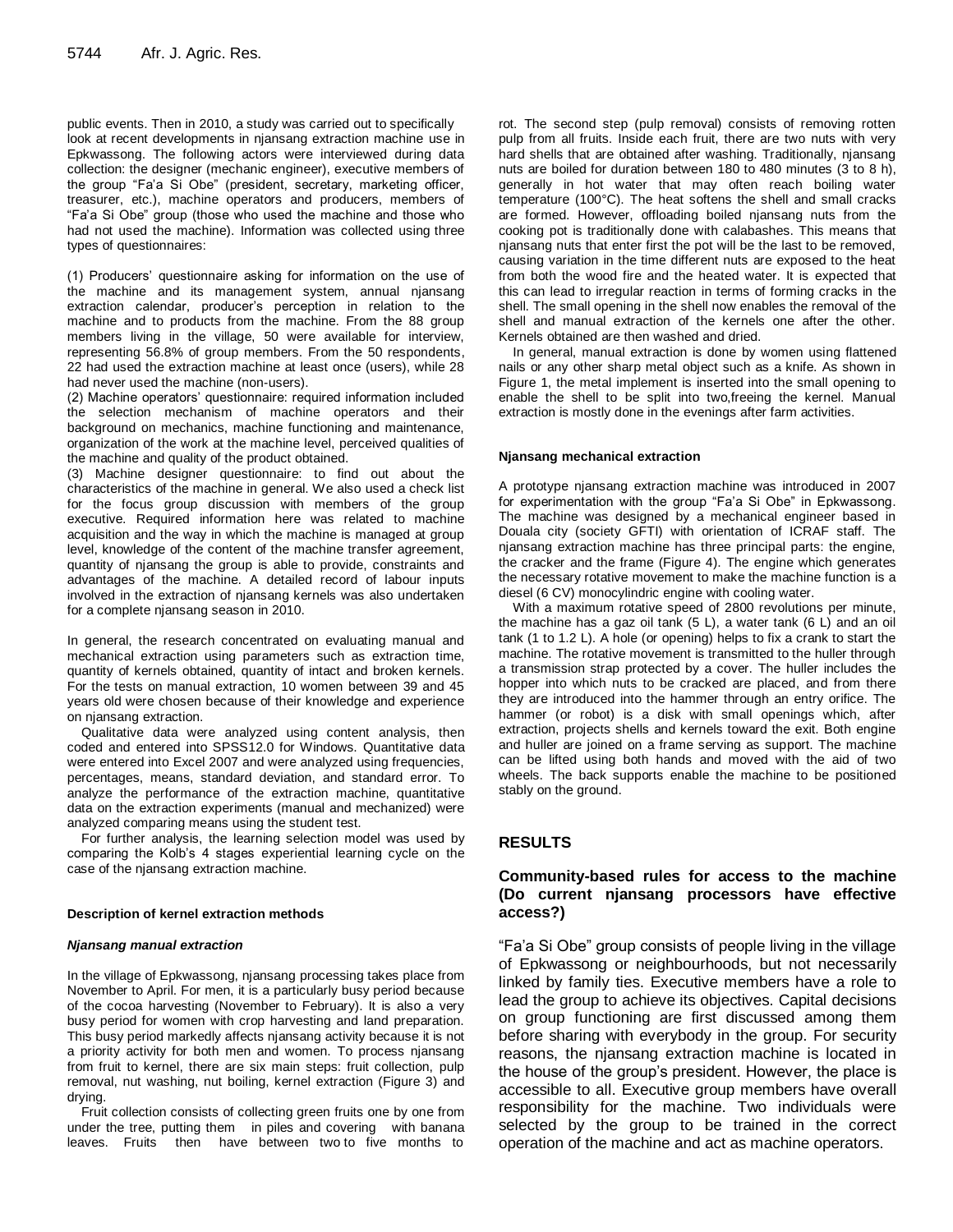public events. Then in 2010, a study was carried out to specifically look at recent developments in njansang extraction machine use in Epkwassong. The following actors were interviewed during data collection: the designer (mechanic engineer), executive members of the group "Fa'a Si Obe" (president, secretary, marketing officer, treasurer, etc.), machine operators and producers, members of "Fa'a Si Obe" group (those who used the machine and those who had not used the machine). Information was collected using three types of questionnaires:

(1) Producers' questionnaire asking for information on the use of the machine and its management system, annual njansang extraction calendar, producer's perception in relation to the machine and to products from the machine. From the 88 group members living in the village, 50 were available for interview, representing 56.8% of group members. From the 50 respondents, 22 had used the extraction machine at least once (users), while 28 had never used the machine (non-users).

(2) Machine operators' questionnaire: required information included the selection mechanism of machine operators and their background on mechanics, machine functioning and maintenance, organization of the work at the machine level, perceived qualities of the machine and quality of the product obtained.

(3) Machine designer questionnaire: to find out about the characteristics of the machine in general. We also used a check list for the focus group discussion with members of the group executive. Required information here was related to machine acquisition and the way in which the machine is managed at group level, knowledge of the content of the machine transfer agreement, quantity of njansang the group is able to provide, constraints and advantages of the machine. A detailed record of labour inputs involved in the extraction of njansang kernels was also undertaken for a complete njansang season in 2010.

In general, the research concentrated on evaluating manual and mechanical extraction using parameters such as extraction time, quantity of kernels obtained, quantity of intact and broken kernels. For the tests on manual extraction, 10 women between 39 and 45 years old were chosen because of their knowledge and experience on njansang extraction.

Qualitative data were analyzed using content analysis, then coded and entered into SPSS12.0 for Windows. Quantitative data were entered into Excel 2007 and were analyzed using frequencies, percentages, means, standard deviation, and standard error. To analyze the performance of the extraction machine, quantitative data on the extraction experiments (manual and mechanized) were analyzed comparing means using the student test.

For further analysis, the learning selection model was used by comparing the Kolb's 4 stages experiential learning cycle on the case of the njansang extraction machine.

#### Description of kernel extraction methods

##### *Njansang manual extraction*

In the village of Epkwassong, njansang processing takes place from November to April. For men, it is a particularly busy period because of the cocoa harvesting (November to February). It is also a very busy period for women with crop harvesting and land preparation. This busy period markedly affects njansang activity because it is not a priority activity for both men and women. To process njansang from fruit to kernel, there are six main steps: fruit collection, pulp removal, nut washing, nut boiling, kernel extraction (Figure 3) and drying.

Fruit collection consists of collecting green fruits one by one from under the tree, putting them in piles and covering with banana leaves. Fruits then have between two to five months to rot. The second step (pulp removal) consists of removing rotten pulp from all fruits. Inside each fruit, there are two nuts with very hard shells that are obtained after washing. Traditionally, njansang nuts are boiled for duration between 180 to 480 minutes (3 to 8 h), generally in hot water that may often reach boiling water temperature (100°C). The heat softens the shell and small cracks are formed. However, offloading boiled njansang nuts from the cooking pot is traditionally done with calabashes. This means that njansang nuts that enter first the pot will be the last to be removed, causing variation in the time different nuts are exposed to the heat from both the wood fire and the heated water. It is expected that this can lead to irregular reaction in terms of forming cracks in the shell. The small opening in the shell now enables the removal of the shell and manual extraction of the kernels one after the other. Kernels obtained are then washed and dried.

In general, manual extraction is done by women using flattened nails or any other sharp metal object such as a knife. As shown in Figure 1, the metal implement is inserted into the small opening to enable the shell to be split into two,freeing the kernel. Manual extraction is mostly done in the evenings after farm activities.

#### Njansang mechanical extraction

A prototype njansang extraction machine was introduced in 2007 for experimentation with the group "Fa'a Si Obe" in Epkwassong. The machine was designed by a mechanical engineer based in Douala city (society GFTI) with orientation of ICRAF staff. The njansang extraction machine has three principal parts: the engine, the cracker and the frame (Figure 4). The engine which generates the necessary rotative movement to make the machine function is a diesel (6 CV) monocylindric engine with cooling water.

With a maximum rotative speed of 2800 revolutions per minute, the machine has a gaz oil tank (5 L), a water tank (6 L) and an oil tank (1 to 1.2 L). A hole (or opening) helps to fix a crank to start the machine. The rotative movement is transmitted to the huller through a transmission strap protected by a cover. The huller includes the hopper into which nuts to be cracked are placed, and from there they are introduced into the hammer through an entry orifice. The hammer (or robot) is a disk with small openings which, after extraction, projects shells and kernels toward the exit. Both engine and huller are joined on a frame serving as support. The machine can be lifted using both hands and moved with the aid of two wheels. The back supports enable the machine to be positioned stably on the ground.

## RESULTS

### Community-based rules for access to the machine (Do current njansang processors have effective access?)

"Fa'a Si Obe" group consists of people living in the village of Epkwassong or neighbourhoods, but not necessarily linked by family ties. Executive members have a role to lead the group to achieve its objectives. Capital decisions on group functioning are first discussed among them before sharing with everybody in the group. For security reasons, the njansang extraction machine is located in the house of the group's president. However, the place is accessible to all. Executive group members have overall responsibility for the machine. Two individuals were selected by the group to be trained in the correct operation of the machine and act as machine operators.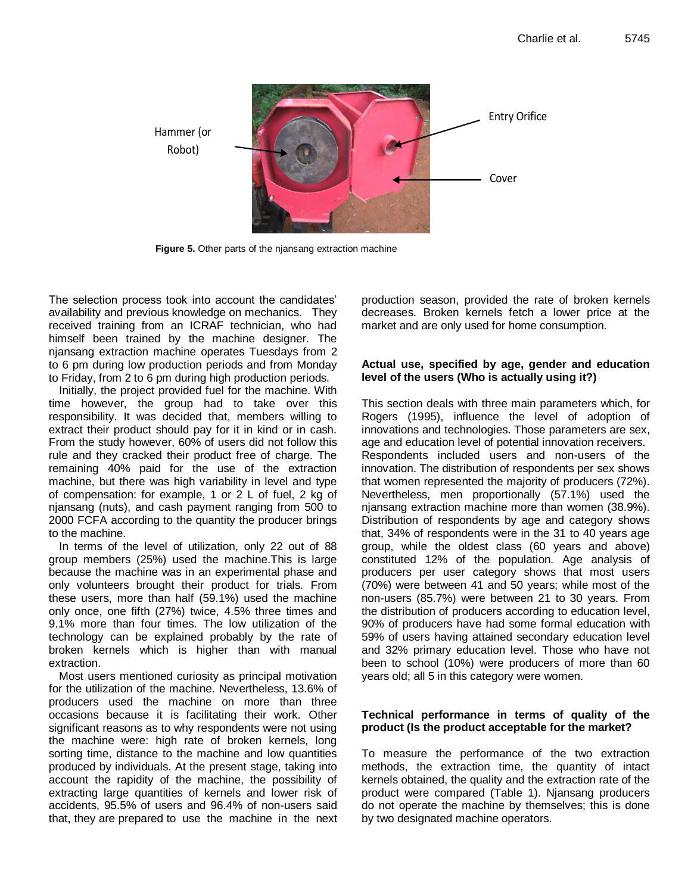Figure 5. Other parts of the njansang extraction machine

The selection process took into account the candidates' availability and previous knowledge on mechanics. They received training from an ICRAF technician, who had himself been trained by the machine designer. The njansang extraction machine operates Tuesdays from 2 to 6 pm during low production periods and from Monday to Friday, from 2 to 6 pm during high production periods.

Initially, the project provided fuel for the machine. With time however, the group had to take over this responsibility. It was decided that, members willing to extract their product should pay for it in kind or in cash. From the study however, 60% of users did not follow this rule and they cracked their product free of charge. The remaining 40% paid for the use of the extraction machine, but there was high variability in level and type of compensation: for example, 1 or 2 L of fuel, 2 kg of njansang (nuts), and cash payment ranging from 500 to 2000 FCFA according to the quantity the producer brings to the machine.

In terms of the level of utilization, only 22 out of 88 group members (25%) used the machine.This is large because the machine was in an experimental phase and only volunteers brought their product for trials. From these users, more than half (59.1%) used the machine only once, one fifth (27%) twice, 4.5% three times and 9.1% more than four times. The low utilization of the technology can be explained probably by the rate of broken kernels which is higher than with manual extraction.

Most users mentioned curiosity as principal motivation for the utilization of the machine. Nevertheless, 13.6% of producers used the machine on more than three occasions because it is facilitating their work. Other significant reasons as to why respondents were not using the machine were: high rate of broken kernels, long sorting time, distance to the machine and low quantities produced by individuals. At the present stage, taking into account the rapidity of the machine, the possibility of extracting large quantities of kernels and lower risk of accidents, 95.5% of users and 96.4% of non-users said that, they are prepared to use the machine in the next production season, provided the rate of broken kernels decreases. Broken kernels fetch a lower price at the market and are only used for home consumption.

## Actual use, specified by age, gender and education level of the users (Who is actually using it?)

This section deals with three main parameters which, for Rogers (1995), influence the level of adoption of innovations and technologies. Those parameters are sex, age and education level of potential innovation receivers. Respondents included users and non-users of the innovation. The distribution of respondents per sex shows that women represented the majority of producers (72%). Nevertheless, men proportionally (57.1%) used the njansang extraction machine more than women (38.9%). Distribution of respondents by age and category shows that, 34% of respondents were in the 31 to 40 years age group, while the oldest class (60 years and above) constituted 12% of the population. Age analysis of producers per user category shows that most users (70%) were between 41 and 50 years; while most of the non-users (85.7%) were between 21 to 30 years. From the distribution of producers according to education level, 90% of producers have had some formal education with 59% of users having attained secondary education level and 32% primary education level. Those who have not been to school (10%) were producers of more than 60 years old; all 5 in this category were women.

## Technical performance in terms of quality of the product (Is the product acceptable for the market?

To measure the performance of the two extraction methods, the extraction time, the quantity of intact kernels obtained, the quality and the extraction rate of the product were compared (Table 1). Njansang producers do not operate the machine by themselves; this is done by two designated machine operators.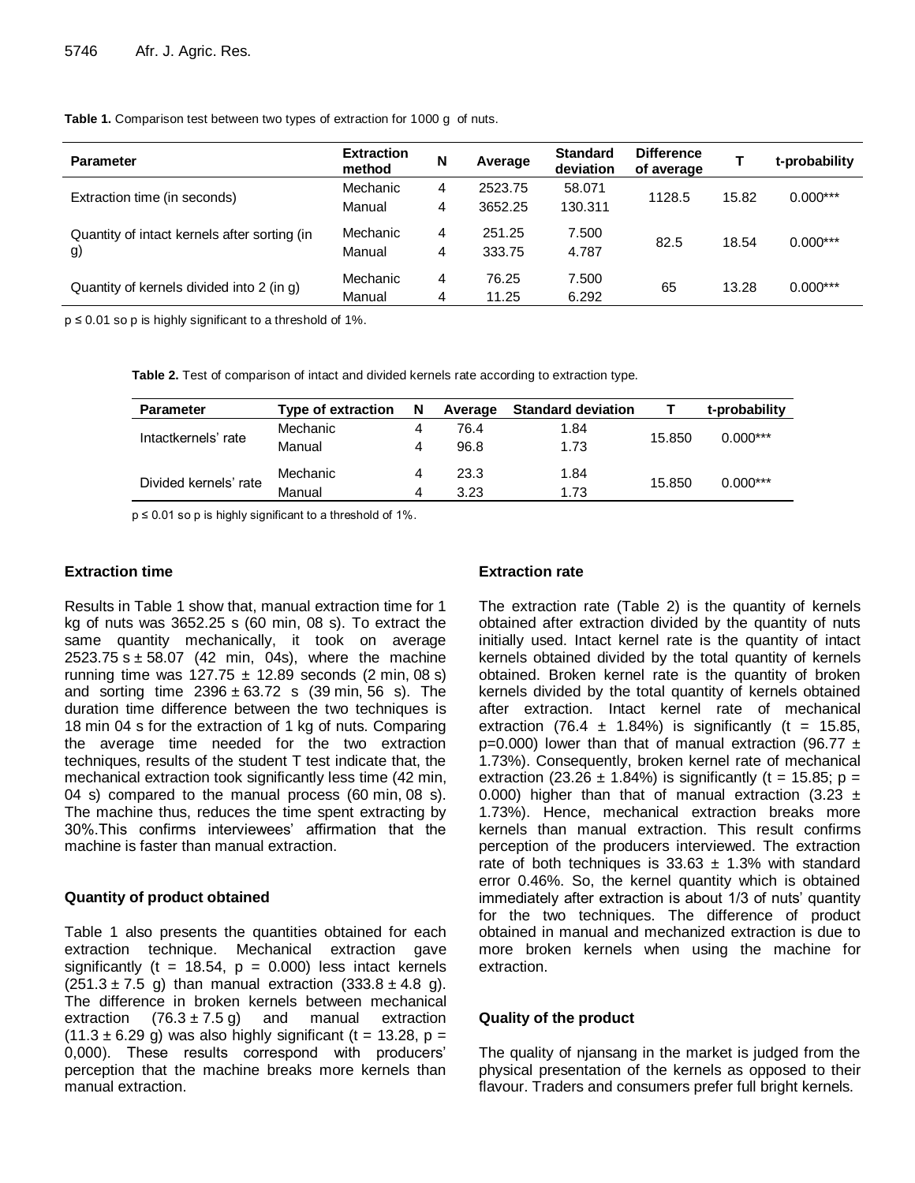**Table 1.** Comparison test between two types of extraction for 1000 g of nuts.

| Parameter | Extraction method | N | Average | Standard deviation | Difference of average | T | t-probability |
|---|---|---|---|---|---|---|---|
| Extraction time (in seconds) | Mechanic | 4 | 2523.75 | 58.071 | 1128.5 | 15.82 | 0.000*** |
| | Manual | 4 | 3652.25 | 130.311 | | | |
| Quantity of intact kernels after sorting (in g) | Mechanic | 4 | 251.25 | 7.500 | 82.5 | 18.54 | 0.000*** |
| | Manual | 4 | 333.75 | 4.787 | | | |
| Quantity of kernels divided into 2 (in g) | Mechanic | 4 | 76.25 | 7.500 | 65 | 13.28 | 0.000*** |
| | Manual | 4 | 11.25 | 6.292 | | | |

$p \leq 0.01$ so p is highly significant to a threshold of 1%.

**Table 2.** Test of comparison of intact and divided kernels rate according to extraction type.

| Parameter | Type of extraction | N | Average | Standard deviation | T | t-probability |
|---|---|---|---|---|---|---|
| Intactkernels' rate | Mechanic | 4 | 76.4 | 1.84 | 15.850 | 0.000*** |
| | Manual | 4 | 96.8 | 1.73 | | |
| Divided kernels' rate | Mechanic | 4 | 23.3 | 1.84 | 15.850 | 0.000*** |
| | Manual | 4 | 3.23 | 1.73 | | |

$p \leq 0.01$ so p is highly significant to a threshold of 1%.

### Extraction time

Results in Table 1 show that, manual extraction time for 1 kg of nuts was 3652.25 s (60 min, 08 s). To extract the same quantity mechanically, it took on average 2523.75 s ± 58.07 (42 min, 04s), where the machine running time was 127.75 ± 12.89 seconds (2 min, 08 s) and sorting time 2396 ± 63.72 s (39 min, 56 s). The duration time difference between the two techniques is 18 min 04 s for the extraction of 1 kg of nuts. Comparing the average time needed for the two extraction techniques, results of the student T test indicate that, the mechanical extraction took significantly less time (42 min, 04 s) compared to the manual process (60 min, 08 s). The machine thus, reduces the time spent extracting by 30%.This confirms interviewees' affirmation that the machine is faster than manual extraction.

### Quantity of product obtained

Table 1 also presents the quantities obtained for each extraction technique. Mechanical extraction gave significantly ($t = 18.54$, $p = 0.000$) less intact kernels (251.3 ± 7.5 g) than manual extraction (333.8 ± 4.8 g). The difference in broken kernels between mechanical extraction (76.3 ± 7.5 g) and manual extraction (11.3 ± 6.29 g) was also highly significant ($t = 13.28$, $p = 0,000$). These results correspond with producers' perception that the machine breaks more kernels than manual extraction.

### Extraction rate

The extraction rate (Table 2) is the quantity of kernels obtained after extraction divided by the quantity of nuts initially used. Intact kernel rate is the quantity of intact kernels obtained divided by the total quantity of kernels obtained. Broken kernel rate is the quantity of broken kernels divided by the total quantity of kernels obtained after extraction. Intact kernel rate of mechanical extraction (76.4 ± 1.84%) is significantly ($t = 15.85$, $p=0.000$) lower than that of manual extraction (96.77 ± 1.73%). Consequently, broken kernel rate of mechanical extraction (23.26 ± 1.84%) is significantly ($t = 15.85$; $p = 0.000$) higher than that of manual extraction (3.23 ± 1.73%). Hence, mechanical extraction breaks more kernels than manual extraction. This result confirms perception of the producers interviewed. The extraction rate of both techniques is 33.63 ± 1.3% with standard error 0.46%. So, the kernel quantity which is obtained immediately after extraction is about 1/3 of nuts' quantity for the two techniques. The difference of product obtained in manual and mechanized extraction is due to more broken kernels when using the machine for extraction.

### Quality of the product

The quality of njansang in the market is judged from the physical presentation of the kernels as opposed to their flavour. Traders and consumers prefer full bright kernels.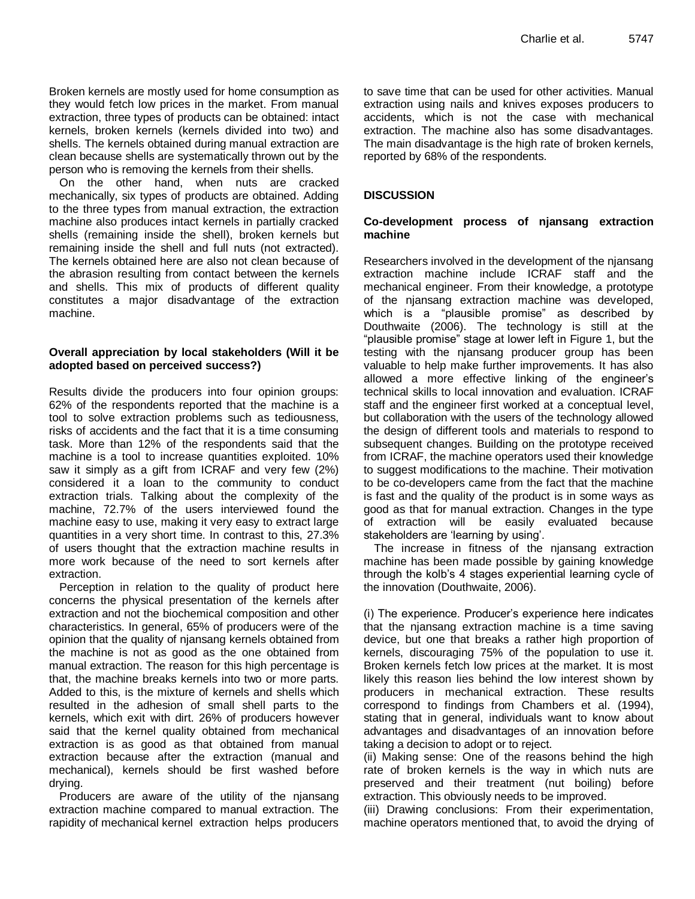Broken kernels are mostly used for home consumption as they would fetch low prices in the market. From manual extraction, three types of products can be obtained: intact kernels, broken kernels (kernels divided into two) and shells. The kernels obtained during manual extraction are clean because shells are systematically thrown out by the person who is removing the kernels from their shells.

On the other hand, when nuts are cracked mechanically, six types of products are obtained. Adding to the three types from manual extraction, the extraction machine also produces intact kernels in partially cracked shells (remaining inside the shell), broken kernels but remaining inside the shell and full nuts (not extracted). The kernels obtained here are also not clean because of the abrasion resulting from contact between the kernels and shells. This mix of products of different quality constitutes a major disadvantage of the extraction machine.

### Overall appreciation by local stakeholders (Will it be adopted based on perceived success?)

Results divide the producers into four opinion groups: 62% of the respondents reported that the machine is a tool to solve extraction problems such as tediousness, risks of accidents and the fact that it is a time consuming task. More than 12% of the respondents said that the machine is a tool to increase quantities exploited. 10% saw it simply as a gift from ICRAF and very few (2%) considered it a loan to the community to conduct extraction trials. Talking about the complexity of the machine, 72.7% of the users interviewed found the machine easy to use, making it very easy to extract large quantities in a very short time. In contrast to this, 27.3% of users thought that the extraction machine results in more work because of the need to sort kernels after extraction.

Perception in relation to the quality of product here concerns the physical presentation of the kernels after extraction and not the biochemical composition and other characteristics. In general, 65% of producers were of the opinion that the quality of njansang kernels obtained from the machine is not as good as the one obtained from manual extraction. The reason for this high percentage is that, the machine breaks kernels into two or more parts. Added to this, is the mixture of kernels and shells which resulted in the adhesion of small shell parts to the kernels, which exit with dirt. 26% of producers however said that the kernel quality obtained from mechanical extraction is as good as that obtained from manual extraction because after the extraction (manual and mechanical), kernels should be first washed before drying.

Producers are aware of the utility of the njansang extraction machine compared to manual extraction. The rapidity of mechanical kernel extraction helps producers to save time that can be used for other activities. Manual extraction using nails and knives exposes producers to accidents, which is not the case with mechanical extraction. The machine also has some disadvantages. The main disadvantage is the high rate of broken kernels, reported by 68% of the respondents.

## DISCUSSION

### Co-development process of njansang extraction machine

Researchers involved in the development of the njansang extraction machine include ICRAF staff and the mechanical engineer. From their knowledge, a prototype of the njansang extraction machine was developed, which is a "plausible promise" as described by Douthwaite (2006). The technology is still at the "plausible promise" stage at lower left in Figure 1, but the testing with the njansang producer group has been valuable to help make further improvements. It has also allowed a more effective linking of the engineer's technical skills to local innovation and evaluation. ICRAF staff and the engineer first worked at a conceptual level, but collaboration with the users of the technology allowed the design of different tools and materials to respond to subsequent changes. Building on the prototype received from ICRAF, the machine operators used their knowledge to suggest modifications to the machine. Their motivation to be co-developers came from the fact that the machine is fast and the quality of the product is in some ways as good as that for manual extraction. Changes in the type of extraction will be easily evaluated because stakeholders are 'learning by using'.

The increase in fitness of the njansang extraction machine has been made possible by gaining knowledge through the kolb's 4 stages experiential learning cycle of the innovation (Douthwaite, 2006).

(i) The experience. Producer's experience here indicates that the njansang extraction machine is a time saving device, but one that breaks a rather high proportion of kernels, discouraging 75% of the population to use it. Broken kernels fetch low prices at the market. It is most likely this reason lies behind the low interest shown by producers in mechanical extraction. These results correspond to findings from Chambers et al. (1994), stating that in general, individuals want to know about advantages and disadvantages of an innovation before taking a decision to adopt or to reject.

(ii) Making sense: One of the reasons behind the high rate of broken kernels is the way in which nuts are preserved and their treatment (nut boiling) before extraction. This obviously needs to be improved.

(iii) Drawing conclusions: From their experimentation, machine operators mentioned that, to avoid the drying of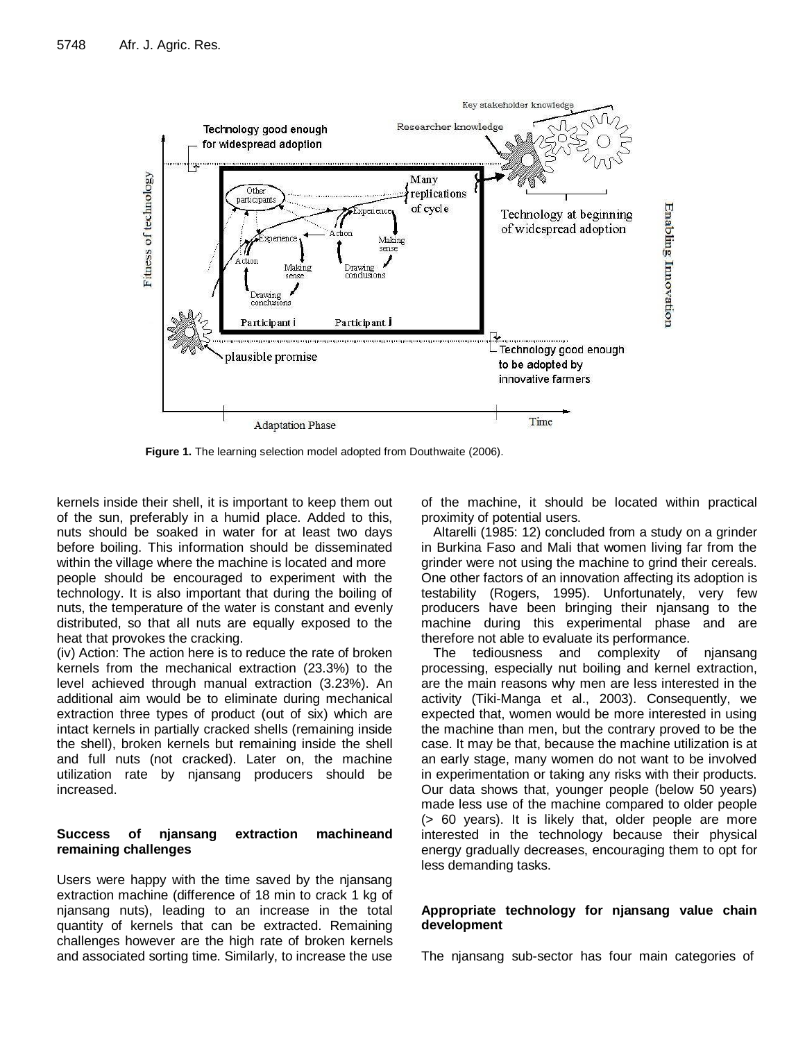Figure 1. The learning selection model adopted from Douthwaite (2006).

kernels inside their shell, it is important to keep them out of the sun, preferably in a humid place. Added to this, nuts should be soaked in water for at least two days before boiling. This information should be disseminated within the village where the machine is located and more people should be encouraged to experiment with the technology. It is also important that during the boiling of nuts, the temperature of the water is constant and evenly distributed, so that all nuts are equally exposed to the heat that provokes the cracking.

(iv) Action: The action here is to reduce the rate of broken kernels from the mechanical extraction (23.3%) to the level achieved through manual extraction (3.23%). An additional aim would be to eliminate during mechanical extraction three types of product (out of six) which are intact kernels in partially cracked shells (remaining inside the shell), broken kernels but remaining inside the shell and full nuts (not cracked). Later on, the machine utilization rate by njansang producers should be increased.

## Success of njansang extraction machineand remaining challenges

Users were happy with the time saved by the njansang extraction machine (difference of 18 min to crack 1 kg of njansang nuts), leading to an increase in the total quantity of kernels that can be extracted. Remaining challenges however are the high rate of broken kernels and associated sorting time. Similarly, to increase the use of the machine, it should be located within practical proximity of potential users.

Altarelli (1985: 12) concluded from a study on a grinder in Burkina Faso and Mali that women living far from the grinder were not using the machine to grind their cereals. One other factors of an innovation affecting its adoption is testability (Rogers, 1995). Unfortunately, very few producers have been bringing their njansang to the machine during this experimental phase and are therefore not able to evaluate its performance.

The tediousness and complexity of njansang processing, especially nut boiling and kernel extraction, are the main reasons why men are less interested in the activity (Tiki-Manga et al., 2003). Consequently, we expected that, women would be more interested in using the machine than men, but the contrary proved to be the case. It may be that, because the machine utilization is at an early stage, many women do not want to be involved in experimentation or taking any risks with their products. Our data shows that, younger people (below 50 years) made less use of the machine compared to older people (> 60 years). It is likely that, older people are more interested in the technology because their physical energy gradually decreases, encouraging them to opt for less demanding tasks.

## Appropriate technology for njansang value chain development

The njansang sub-sector has four main categories of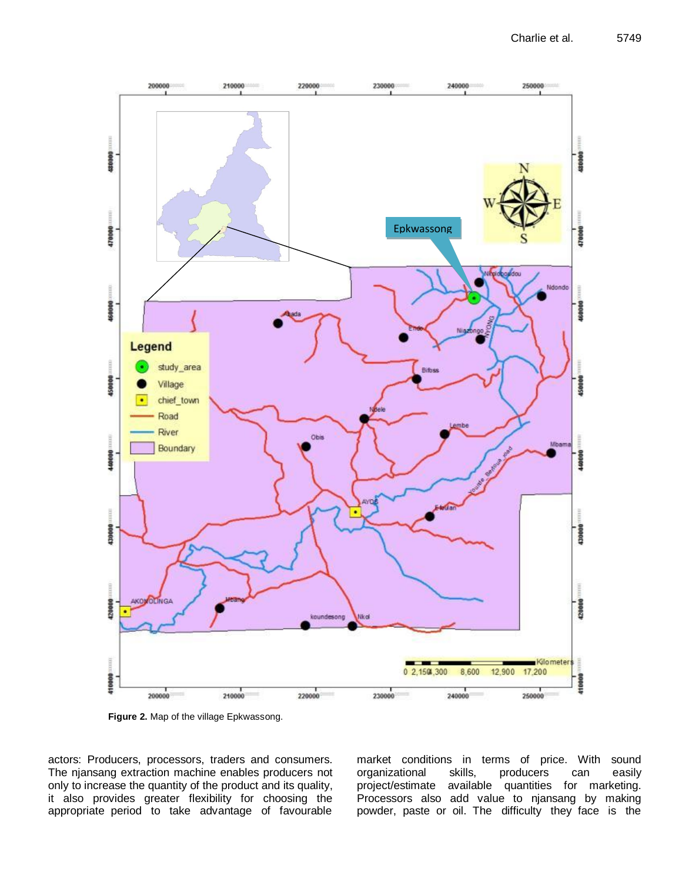**Figure 2.** Map of the village Epkwassong.

actors: Producers, processors, traders and consumers. The njansang extraction machine enables producers not only to increase the quantity of the product and its quality, it also provides greater flexibility for choosing the appropriate period to take advantage of favourable market conditions in terms of price. With sound organizational skills, producers can easily project/estimate available quantities for marketing. Processors also add value to njansang by making powder, paste or oil. The difficulty they face is the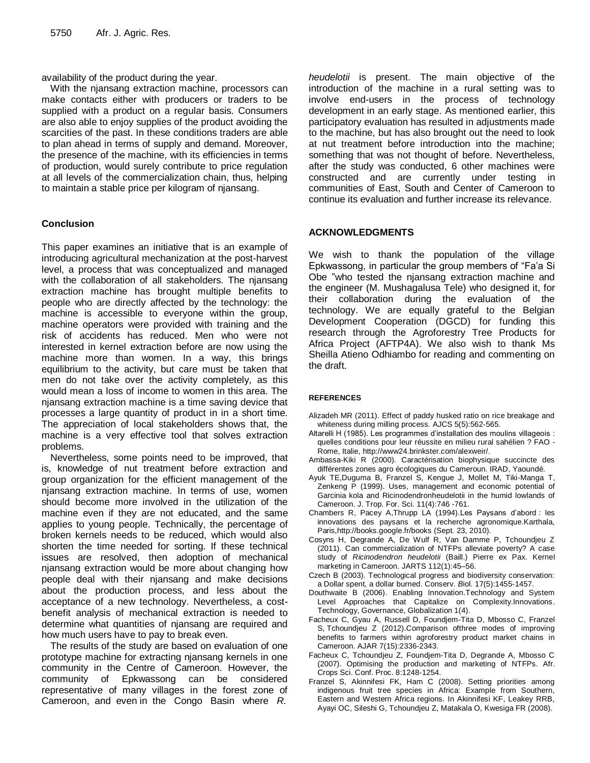availability of the product during the year.

With the njansang extraction machine, processors can make contacts either with producers or traders to be supplied with a product on a regular basis. Consumers are also able to enjoy supplies of the product avoiding the scarcities of the past. In these conditions traders are able to plan ahead in terms of supply and demand. Moreover, the presence of the machine, with its efficiencies in terms of production, would surely contribute to price regulation at all levels of the commercialization chain, thus, helping to maintain a stable price per kilogram of njansang.

## Conclusion

This paper examines an initiative that is an example of introducing agricultural mechanization at the post-harvest level, a process that was conceptualized and managed with the collaboration of all stakeholders. The njansang extraction machine has brought multiple benefits to people who are directly affected by the technology: the machine is accessible to everyone within the group, machine operators were provided with training and the risk of accidents has reduced. Men who were not interested in kernel extraction before are now using the machine more than women. In a way, this brings equilibrium to the activity, but care must be taken that men do not take over the activity completely, as this would mean a loss of income to women in this area. The njansang extraction machine is a time saving device that processes a large quantity of product in in a short time. The appreciation of local stakeholders shows that, the machine is a very effective tool that solves extraction problems.

Nevertheless, some points need to be improved, that is, knowledge of nut treatment before extraction and group organization for the efficient management of the njansang extraction machine. In terms of use, women should become more involved in the utilization of the machine even if they are not educated, and the same applies to young people. Technically, the percentage of broken kernels needs to be reduced, which would also shorten the time needed for sorting. If these technical issues are resolved, then adoption of mechanical njansang extraction would be more about changing how people deal with their njansang and make decisions about the production process, and less about the acceptance of a new technology. Nevertheless, a cost-benefit analysis of mechanical extraction is needed to determine what quantities of njansang are required and how much users have to pay to break even.

The results of the study are based on evaluation of one prototype machine for extracting njansang kernels in one community in the Centre of Cameroon. However, the community of Epkwassong can be considered representative of many villages in the forest zone of Cameroon, and even in the Congo Basin where *R. heudelotii* is present. The main objective of the introduction of the machine in a rural setting was to involve end-users in the process of technology development in an early stage. As mentioned earlier, this participatory evaluation has resulted in adjustments made to the machine, but has also brought out the need to look at nut treatment before introduction into the machine; something that was not thought of before. Nevertheless, after the study was conducted, 6 other machines were constructed and are currently under testing in communities of East, South and Center of Cameroon to continue its evaluation and further increase its relevance.

## ACKNOWLEDGMENTS

We wish to thank the population of the village Epkwassong, in particular the group members of "Fa'a Si Obe "who tested the njansang extraction machine and the engineer (M. Mushagalusa Tele) who designed it, for their collaboration during the evaluation of the technology. We are equally grateful to the Belgian Development Cooperation (DGCD) for funding this research through the Agroforestry Tree Products for Africa Project (AFTP4A). We also wish to thank Ms Sheilla Atieno Odhiambo for reading and commenting on the draft.

## REFERENCES

Alizadeh MR (2011). Effect of paddy husked ratio on rice breakage and whiteness during milling process. AJCS 5(5):562-565.

Altarelli H (1985). Les programmes d'installation des moulins villageois : quelles conditions pour leur réussite en milieu rural sahélien ? FAO - Rome, Italie, http://www24.brinkster.com/alexweir/.

Ambassa-Kiki R (2000). Caractérisation biophysique succincte des différentes zones agro écologiques du Cameroun. IRAD, Yaoundé.

Ayuk TE,Duguma B, Franzel S, Kengue J, Mollet M, Tiki-Manga T, Zenkeng P (1999). Uses, management and economic potential of Garcinia kola and Ricinodendronheudelotii in the humid lowlands of Cameroon. J. Trop. For. Sci. 11(4):746 -761.

Chambers R, Pacey A,Thrupp LA (1994).Les Paysans d'abord : les innovations des paysans et la recherche agronomique.Karthala, Paris,http://books.google.fr/books (Sept. 23, 2010).

Cosyns H, Degrande A, De Wulf R, Van Damme P, Tchoundjeu Z (2011). Can commercialization of NTFPs alleviate poverty? A case study of *Ricinodendron heudelotii* (Baill.) Pierre ex Pax. Kernel marketing in Cameroon. JARTS 112(1):45–56.

Czech B (2003). Technological progress and biodiversity conservation: a Dollar spent, a dollar burned. Conserv. *B*iol. 17(5):1455-1457.

Douthwaite B (2006). Enabling Innovation.Technology and System Level Approaches that Capitalize on Complexity.Innovations. Technology, Governance, Globalization 1(4).

Facheux C, Gyau A, Russell D, Foundjem-Tita D, Mbosso C, Franzel S, Tchoundjeu Z (2012).Comparison ofthree modes of improving benefits to farmers within agroforestry product market chains in Cameroon. AJAR 7(15):2336-2343.

Facheux C, Tchoundjeu Z, Foundjem-Tita D, Degrande A, Mbosso C (2007). Optimising the production and marketing of NTFPs. Afr. Crops Sci. Conf. Proc. 8:1248-1254.

Franzel S, Akinnifesi FK, Ham C (2008). Setting priorities among indigenous fruit tree species in Africa: Example from Southern, Eastern and Western Africa regions. In Akinnifesi KF, Leakey RRB, Ayayi OC, Sileshi G, Tchoundjeu Z, Matakala O, Kwesiga FR (2008).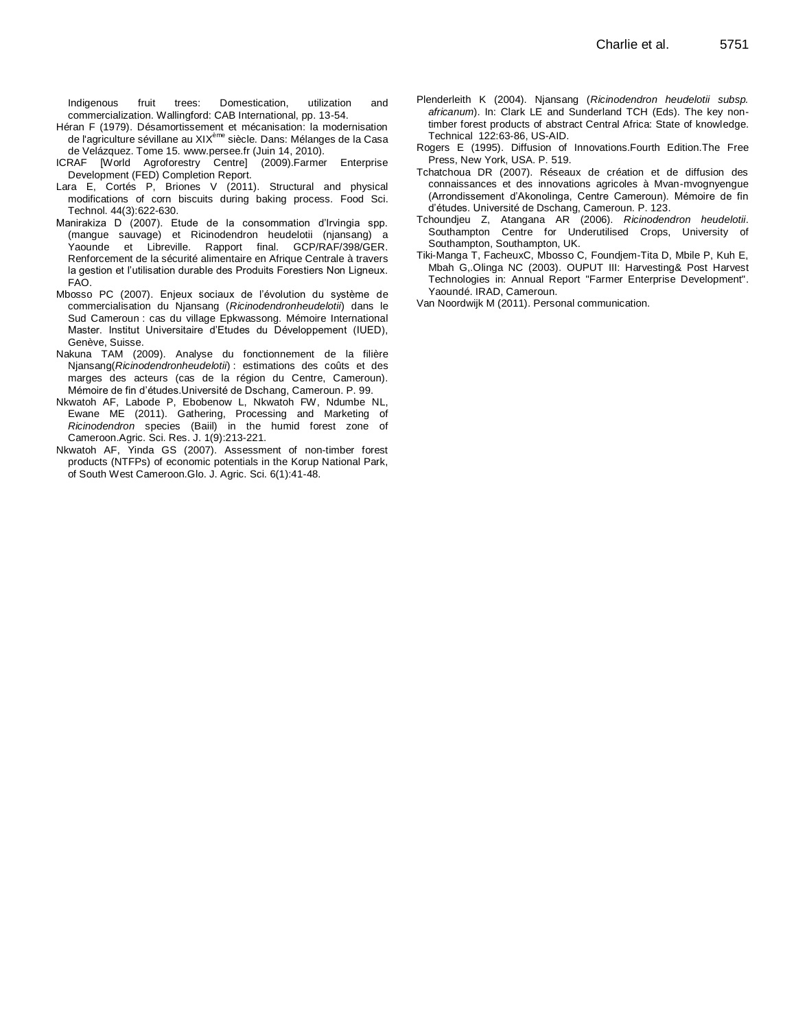Indigenous fruit trees: Domestication, utilization and commercialization. Wallingford: CAB International, pp. 13-54.

Héran F (1979). Désamortissement et mécanisation: la modernisation de l'agriculture sévillane au XIX$^{ème}$ siècle. Dans: Mélanges de la Casa de Velázquez. Tome 15. www.persee.fr (Juin 14, 2010).

ICRAF [World Agroforestry Centre] (2009).Farmer Enterprise Development (FED) Completion Report.

Lara E, Cortés P, Briones V (2011). Structural and physical modifications of corn biscuits during baking process. Food Sci. Technol. 44(3):622-630.

Manirakiza D (2007). Etude de la consommation d'Irvingia spp. (mangue sauvage) et Ricinodendron heudelotii (njansang) a Yaounde et Libreville. Rapport final. GCP/RAF/398/GER. Renforcement de la sécurité alimentaire en Afrique Centrale à travers la gestion et l'utilisation durable des Produits Forestiers Non Ligneux. FAO.

Mbosso PC (2007). Enjeux sociaux de l'évolution du système de commercialisation du Njansang (*Ricinodendronheudelotii*) dans le Sud Cameroun : cas du village Epkwassong. Mémoire International Master. Institut Universitaire d'Etudes du Développement (IUED), Genève, Suisse.

Nakuna TAM (2009). Analyse du fonctionnement de la filière Njansang(*Ricinodendronheudelotii*) : estimations des coûts et des marges des acteurs (cas de la région du Centre, Cameroun). Mémoire de fin d'études.Université de Dschang, Cameroun. P. 99.

Nkwatoh AF, Labode P, Ebobenow L, Nkwatoh FW, Ndumbe NL, Ewane ME (2011). Gathering, Processing and Marketing of *Ricinodendron* species (Baiil) in the humid forest zone of Cameroon.Agric. Sci. Res. J. 1(9):213-221.

Nkwatoh AF, Yinda GS (2007). Assessment of non-timber forest products (NTFPs) of economic potentials in the Korup National Park, of South West Cameroon.Glo. J. Agric. Sci. 6(1):41-48.

Plenderleith K (2004). Njansang (*Ricinodendron heudelotii subsp. africanum*). In: Clark LE and Sunderland TCH (Eds). The key non-timber forest products of abstract Central Africa: State of knowledge. Technical 122:63-86, US-AID.

Rogers E (1995). Diffusion of Innovations.Fourth Edition.The Free Press, New York, USA. P. 519.

Tchatchoua DR (2007). Réseaux de création et de diffusion des connaissances et des innovations agricoles à Mvan-mvognyengue (Arrondissement d'Akonolinga, Centre Cameroun). Mémoire de fin d'études. Université de Dschang, Cameroun. P. 123.

Tchoundjeu Z, Atangana AR (2006). *Ricinodendron heudelotii*. Southampton Centre for Underutilised Crops, University of Southampton, Southampton, UK.

Tiki-Manga T, FacheuxC, Mbosso C, Foundjem-Tita D, Mbile P, Kuh E, Mbah G,.Olinga NC (2003). OUPUT III: Harvesting& Post Harvest Technologies in: Annual Report "Farmer Enterprise Development". Yaoundé. IRAD, Cameroun.

Van Noordwijk M (2011). Personal communication.